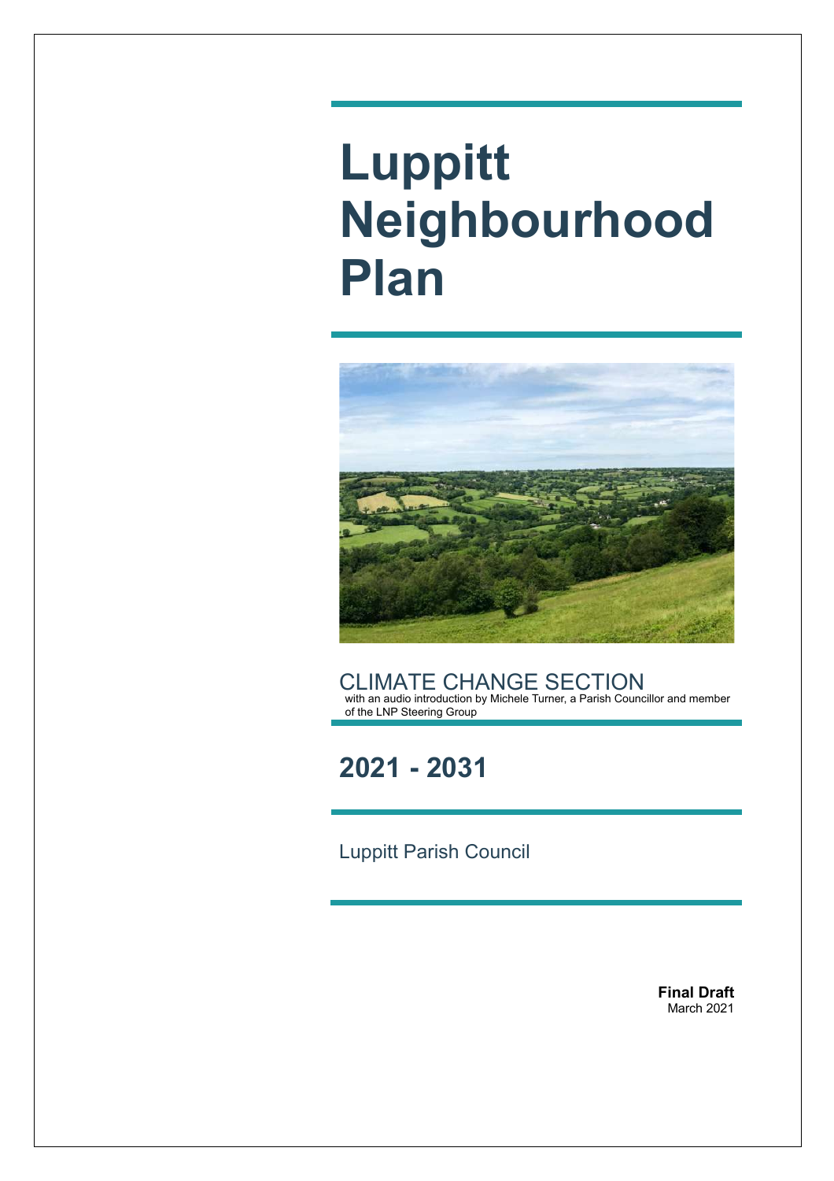# Luppitt Neighbourhood Plan

CLIMATE CHANGE SECTION

with an audio introduction by Michele Turner, a Parish Councillor and member of the LNP Steering Group

## 2021 - 2031

Luppitt Parish Council

**Final Draft**
March 2021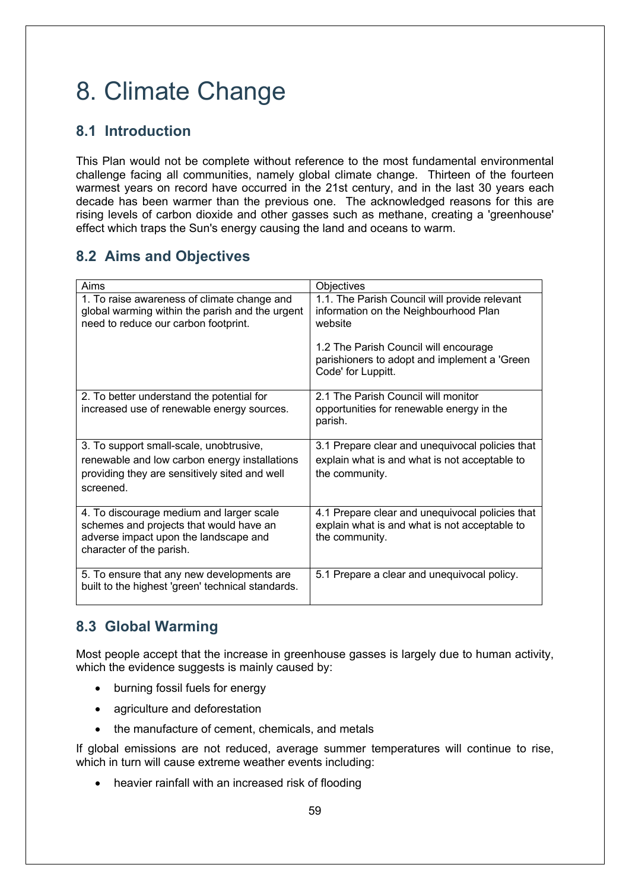# 8. Climate Change

## 8.1 Introduction

This Plan would not be complete without reference to the most fundamental environmental challenge facing all communities, namely global climate change. Thirteen of the fourteen warmest years on record have occurred in the 21st century, and in the last 30 years each decade has been warmer than the previous one. The acknowledged reasons for this are rising levels of carbon dioxide and other gasses such as methane, creating a 'greenhouse' effect which traps the Sun's energy causing the land and oceans to warm.

## 8.2 Aims and Objectives

| Aims | Objectives |
|---|---|
| 1. To raise awareness of climate change and global warming within the parish and the urgent need to reduce our carbon footprint. | 1.1. The Parish Council will provide relevant information on the Neighbourhood Plan website<br><br>1.2 The Parish Council will encourage parishioners to adopt and implement a 'Green Code' for Luppitt. |
| 2. To better understand the potential for increased use of renewable energy sources. | 2.1 The Parish Council will monitor opportunities for renewable energy in the parish. |
| 3. To support small-scale, unobtrusive, renewable and low carbon energy installations providing they are sensitively sited and well screened. | 3.1 Prepare clear and unequivocal policies that explain what is and what is not acceptable to the community. |
| 4. To discourage medium and larger scale schemes and projects that would have an adverse impact upon the landscape and character of the parish. | 4.1 Prepare clear and unequivocal policies that explain what is and what is not acceptable to the community. |
| 5. To ensure that any new developments are built to the highest 'green' technical standards. | 5.1 Prepare a clear and unequivocal policy. |

## 8.3 Global Warming

Most people accept that the increase in greenhouse gasses is largely due to human activity, which the evidence suggests is mainly caused by:

- burning fossil fuels for energy
- agriculture and deforestation
- the manufacture of cement, chemicals, and metals

If global emissions are not reduced, average summer temperatures will continue to rise, which in turn will cause extreme weather events including:

- heavier rainfall with an increased risk of flooding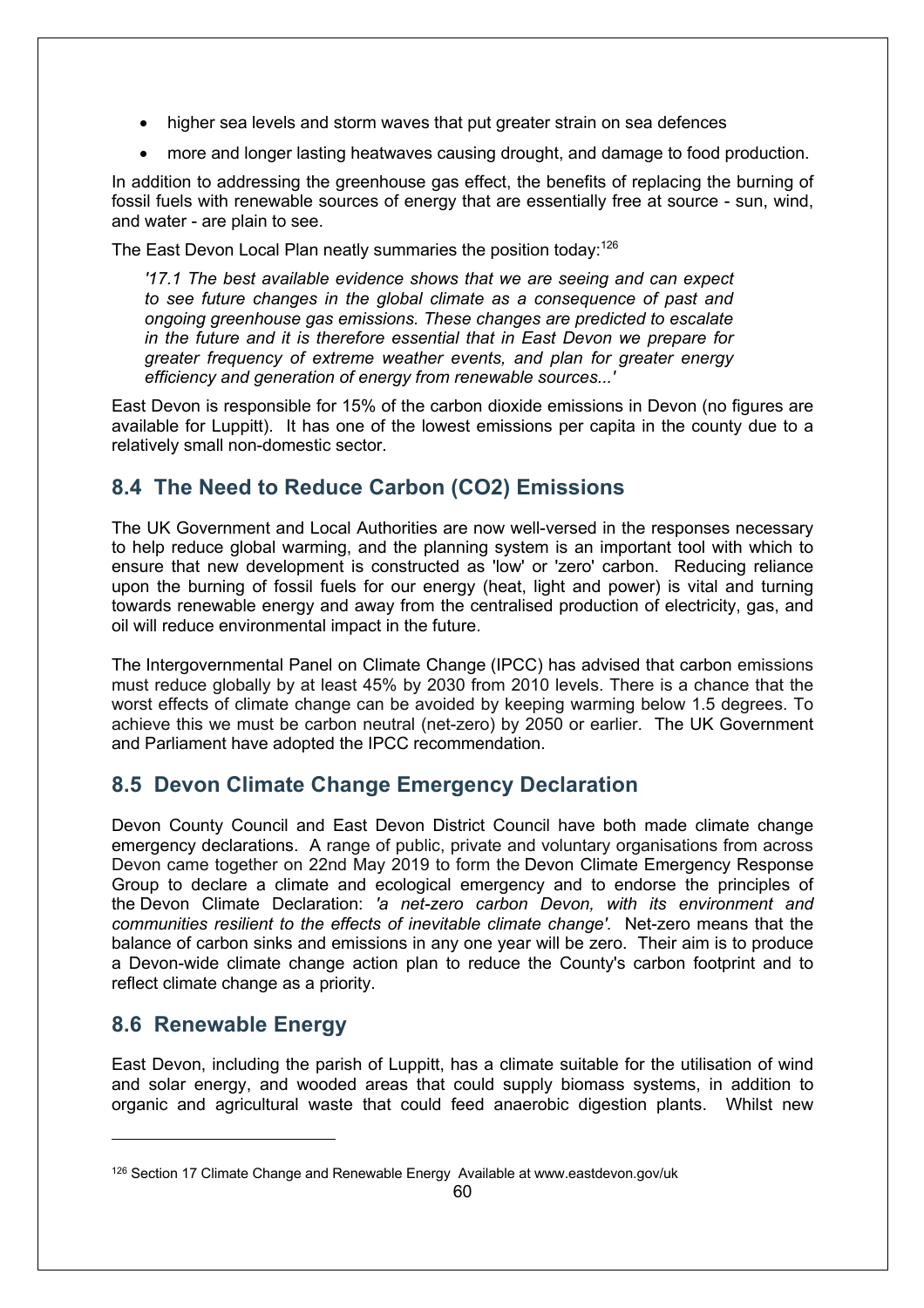- higher sea levels and storm waves that put greater strain on sea defences
- more and longer lasting heatwaves causing drought, and damage to food production.

In addition to addressing the greenhouse gas effect, the benefits of replacing the burning of fossil fuels with renewable sources of energy that are essentially free at source - sun, wind, and water - are plain to see.

The East Devon Local Plan neatly summaries the position today:[126]

> *'17.1 The best available evidence shows that we are seeing and can expect to see future changes in the global climate as a consequence of past and ongoing greenhouse gas emissions. These changes are predicted to escalate in the future and it is therefore essential that in East Devon we prepare for greater frequency of extreme weather events, and plan for greater energy efficiency and generation of energy from renewable sources...'*

East Devon is responsible for 15% of the carbon dioxide emissions in Devon (no figures are available for Luppitt). It has one of the lowest emissions per capita in the county due to a relatively small non-domestic sector.

## 8.4 The Need to Reduce Carbon ($CO_2$) Emissions

The UK Government and Local Authorities are now well-versed in the responses necessary to help reduce global warming, and the planning system is an important tool with which to ensure that new development is constructed as 'low' or 'zero' carbon. Reducing reliance upon the burning of fossil fuels for our energy (heat, light and power) is vital and turning towards renewable energy and away from the centralised production of electricity, gas, and oil will reduce environmental impact in the future.

The Intergovernmental Panel on Climate Change (IPCC) has advised that carbon emissions must reduce globally by at least 45% by 2030 from 2010 levels. There is a chance that the worst effects of climate change can be avoided by keeping warming below 1.5 degrees. To achieve this we must be carbon neutral (net-zero) by 2050 or earlier. The UK Government and Parliament have adopted the IPCC recommendation.

## 8.5 Devon Climate Change Emergency Declaration

Devon County Council and East Devon District Council have both made climate change emergency declarations. A range of public, private and voluntary organisations from across Devon came together on 22nd May 2019 to form the Devon Climate Emergency Response Group to declare a climate and ecological emergency and to endorse the principles of the Devon Climate Declaration: *'a net-zero carbon Devon, with its environment and communities resilient to the effects of inevitable climate change'.* Net-zero means that the balance of carbon sinks and emissions in any one year will be zero. Their aim is to produce a Devon-wide climate change action plan to reduce the County's carbon footprint and to reflect climate change as a priority.

## 8.6 Renewable Energy

East Devon, including the parish of Luppitt, has a climate suitable for the utilisation of wind and solar energy, and wooded areas that could supply biomass systems, in addition to organic and agricultural waste that could feed anaerobic digestion plants. Whilst new

---

[126] Section 17 Climate Change and Renewable Energy Available at www.eastdevon.gov/uk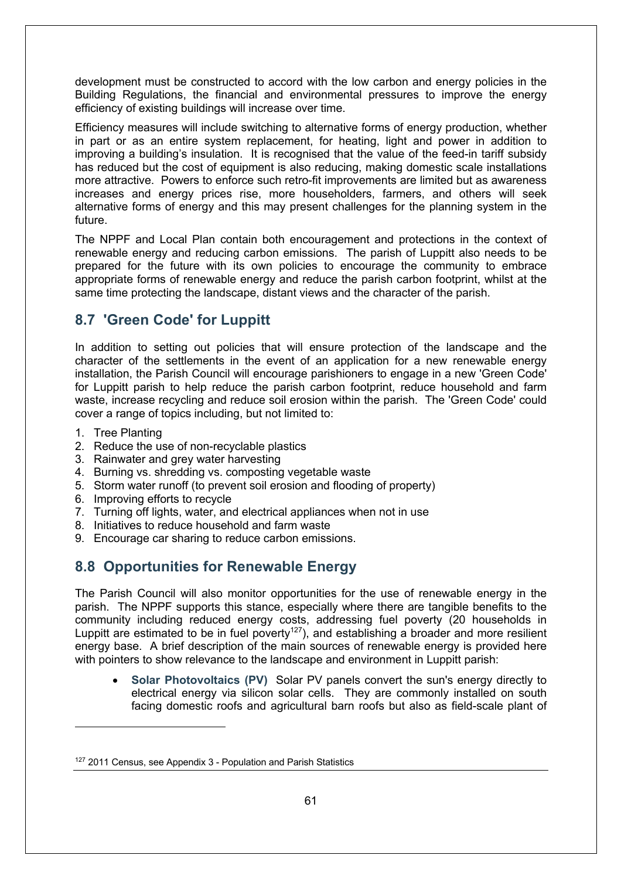development must be constructed to accord with the low carbon and energy policies in the Building Regulations, the financial and environmental pressures to improve the energy efficiency of existing buildings will increase over time.

Efficiency measures will include switching to alternative forms of energy production, whether in part or as an entire system replacement, for heating, light and power in addition to improving a building's insulation. It is recognised that the value of the feed-in tariff subsidy has reduced but the cost of equipment is also reducing, making domestic scale installations more attractive. Powers to enforce such retro-fit improvements are limited but as awareness increases and energy prices rise, more householders, farmers, and others will seek alternative forms of energy and this may present challenges for the planning system in the future.

The NPPF and Local Plan contain both encouragement and protections in the context of renewable energy and reducing carbon emissions. The parish of Luppitt also needs to be prepared for the future with its own policies to encourage the community to embrace appropriate forms of renewable energy and reduce the parish carbon footprint, whilst at the same time protecting the landscape, distant views and the character of the parish.

## 8.7 'Green Code' for Luppitt

In addition to setting out policies that will ensure protection of the landscape and the character of the settlements in the event of an application for a new renewable energy installation, the Parish Council will encourage parishioners to engage in a new 'Green Code' for Luppitt parish to help reduce the parish carbon footprint, reduce household and farm waste, increase recycling and reduce soil erosion within the parish. The 'Green Code' could cover a range of topics including, but not limited to:

1. Tree Planting
2. Reduce the use of non-recyclable plastics
3. Rainwater and grey water harvesting
4. Burning vs. shredding vs. composting vegetable waste
5. Storm water runoff (to prevent soil erosion and flooding of property)
6. Improving efforts to recycle
7. Turning off lights, water, and electrical appliances when not in use
8. Initiatives to reduce household and farm waste
9. Encourage car sharing to reduce carbon emissions.

## 8.8 Opportunities for Renewable Energy

The Parish Council will also monitor opportunities for the use of renewable energy in the parish. The NPPF supports this stance, especially where there are tangible benefits to the community including reduced energy costs, addressing fuel poverty (20 households in Luppitt are estimated to be in fuel poverty[127]), and establishing a broader and more resilient energy base. A brief description of the main sources of renewable energy is provided here with pointers to show relevance to the landscape and environment in Luppitt parish:

- **Solar Photovoltaics (PV)** Solar PV panels convert the sun's energy directly to electrical energy via silicon solar cells. They are commonly installed on south facing domestic roofs and agricultural barn roofs but also as field-scale plant of

[127] 2011 Census, see Appendix 3 - Population and Parish Statistics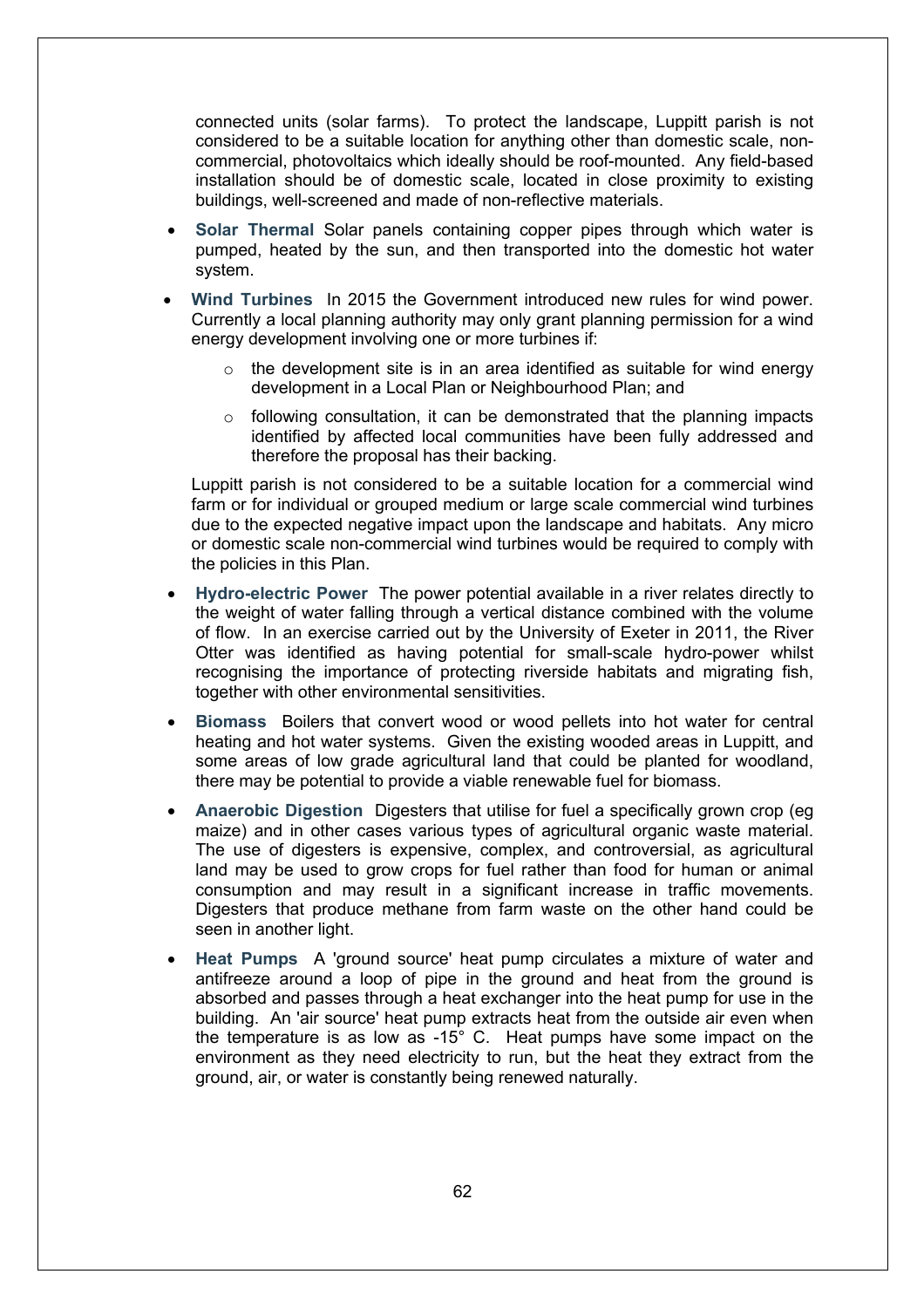connected units (solar farms). To protect the landscape, Luppitt parish is not considered to be a suitable location for anything other than domestic scale, non-commercial, photovoltaics which ideally should be roof-mounted. Any field-based installation should be of domestic scale, located in close proximity to existing buildings, well-screened and made of non-reflective materials.

- **Solar Thermal** Solar panels containing copper pipes through which water is pumped, heated by the sun, and then transported into the domestic hot water system.
- **Wind Turbines** In 2015 the Government introduced new rules for wind power. Currently a local planning authority may only grant planning permission for a wind energy development involving one or more turbines if:
  - the development site is in an area identified as suitable for wind energy development in a Local Plan or Neighbourhood Plan; and
  - following consultation, it can be demonstrated that the planning impacts identified by affected local communities have been fully addressed and therefore the proposal has their backing.

  Luppitt parish is not considered to be a suitable location for a commercial wind farm or for individual or grouped medium or large scale commercial wind turbines due to the expected negative impact upon the landscape and habitats. Any micro or domestic scale non-commercial wind turbines would be required to comply with the policies in this Plan.
- **Hydro-electric Power** The power potential available in a river relates directly to the weight of water falling through a vertical distance combined with the volume of flow. In an exercise carried out by the University of Exeter in 2011, the River Otter was identified as having potential for small-scale hydro-power whilst recognising the importance of protecting riverside habitats and migrating fish, together with other environmental sensitivities.
- **Biomass** Boilers that convert wood or wood pellets into hot water for central heating and hot water systems. Given the existing wooded areas in Luppitt, and some areas of low grade agricultural land that could be planted for woodland, there may be potential to provide a viable renewable fuel for biomass.
- **Anaerobic Digestion** Digesters that utilise for fuel a specifically grown crop (eg maize) and in other cases various types of agricultural organic waste material. The use of digesters is expensive, complex, and controversial, as agricultural land may be used to grow crops for fuel rather than food for human or animal consumption and may result in a significant increase in traffic movements. Digesters that produce methane from farm waste on the other hand could be seen in another light.
- **Heat Pumps** A 'ground source' heat pump circulates a mixture of water and antifreeze around a loop of pipe in the ground and heat from the ground is absorbed and passes through a heat exchanger into the heat pump for use in the building. An 'air source' heat pump extracts heat from the outside air even when the temperature is as low as -15° C. Heat pumps have some impact on the environment as they need electricity to run, but the heat they extract from the ground, air, or water is constantly being renewed naturally.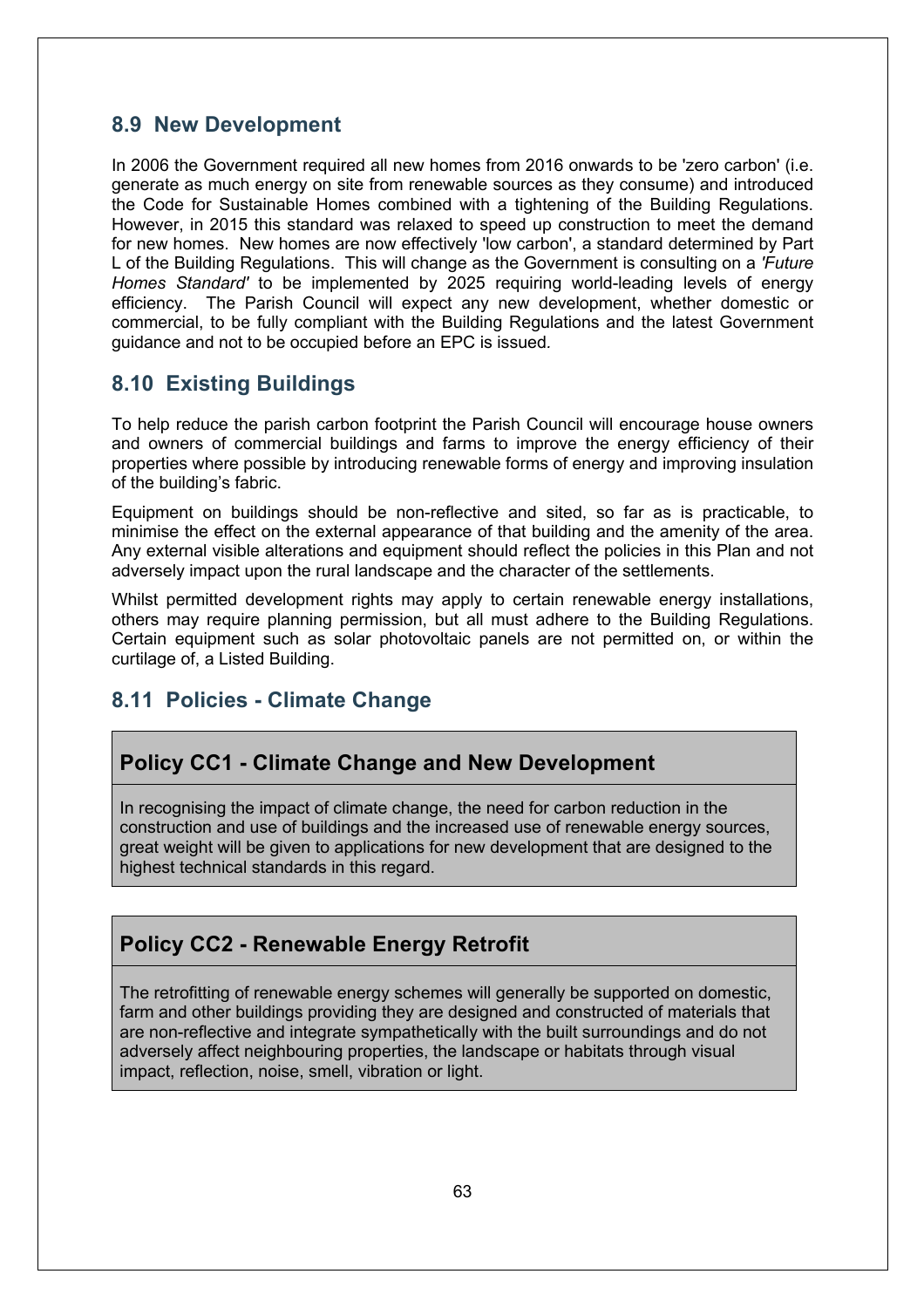## 8.9 New Development

In 2006 the Government required all new homes from 2016 onwards to be 'zero carbon' (i.e. generate as much energy on site from renewable sources as they consume) and introduced the Code for Sustainable Homes combined with a tightening of the Building Regulations. However, in 2015 this standard was relaxed to speed up construction to meet the demand for new homes. New homes are now effectively 'low carbon', a standard determined by Part L of the Building Regulations. This will change as the Government is consulting on a *'Future Homes Standard'* to be implemented by 2025 requiring world-leading levels of energy efficiency. The Parish Council will expect any new development, whether domestic or commercial, to be fully compliant with the Building Regulations and the latest Government guidance and not to be occupied before an EPC is issued.

## 8.10 Existing Buildings

To help reduce the parish carbon footprint the Parish Council will encourage house owners and owners of commercial buildings and farms to improve the energy efficiency of their properties where possible by introducing renewable forms of energy and improving insulation of the building's fabric.

Equipment on buildings should be non-reflective and sited, so far as is practicable, to minimise the effect on the external appearance of that building and the amenity of the area. Any external visible alterations and equipment should reflect the policies in this Plan and not adversely impact upon the rural landscape and the character of the settlements.

Whilst permitted development rights may apply to certain renewable energy installations, others may require planning permission, but all must adhere to the Building Regulations. Certain equipment such as solar photovoltaic panels are not permitted on, or within the curtilage of, a Listed Building.

## 8.11 Policies - Climate Change

### Policy CC1 - Climate Change and New Development

In recognising the impact of climate change, the need for carbon reduction in the construction and use of buildings and the increased use of renewable energy sources, great weight will be given to applications for new development that are designed to the highest technical standards in this regard.

### Policy CC2 - Renewable Energy Retrofit

The retrofitting of renewable energy schemes will generally be supported on domestic, farm and other buildings providing they are designed and constructed of materials that are non-reflective and integrate sympathetically with the built surroundings and do not adversely affect neighbouring properties, the landscape or habitats through visual impact, reflection, noise, smell, vibration or light.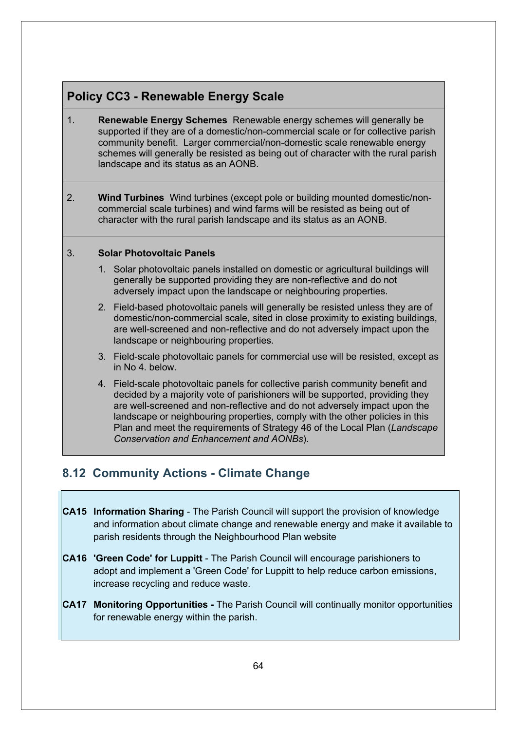## Policy CC3 - Renewable Energy Scale

1. **Renewable Energy Schemes** Renewable energy schemes will generally be supported if they are of a domestic/non-commercial scale or for collective parish community benefit. Larger commercial/non-domestic scale renewable energy schemes will generally be resisted as being out of character with the rural parish landscape and its status as an AONB.

2. **Wind Turbines** Wind turbines (except pole or building mounted domestic/non-commercial scale turbines) and wind farms will be resisted as being out of character with the rural parish landscape and its status as an AONB.

3. **Solar Photovoltaic Panels**

    1. Solar photovoltaic panels installed on domestic or agricultural buildings will generally be supported providing they are non-reflective and do not adversely impact upon the landscape or neighbouring properties.
    2. Field-based photovoltaic panels will generally be resisted unless they are of domestic/non-commercial scale, sited in close proximity to existing buildings, are well-screened and non-reflective and do not adversely impact upon the landscape or neighbouring properties.
    3. Field-scale photovoltaic panels for commercial use will be resisted, except as in No 4. below.
    4. Field-scale photovoltaic panels for collective parish community benefit and decided by a majority vote of parishioners will be supported, providing they are well-screened and non-reflective and do not adversely impact upon the landscape or neighbouring properties, comply with the other policies in this Plan and meet the requirements of Strategy 46 of the Local Plan (*Landscape Conservation and Enhancement and AONBs*).

## 8.12 Community Actions - Climate Change

**CA15 Information Sharing** - The Parish Council will support the provision of knowledge and information about climate change and renewable energy and make it available to parish residents through the Neighbourhood Plan website

**CA16 'Green Code' for Luppitt** - The Parish Council will encourage parishioners to adopt and implement a 'Green Code' for Luppitt to help reduce carbon emissions, increase recycling and reduce waste.

**CA17 Monitoring Opportunities -** The Parish Council will continually monitor opportunities for renewable energy within the parish.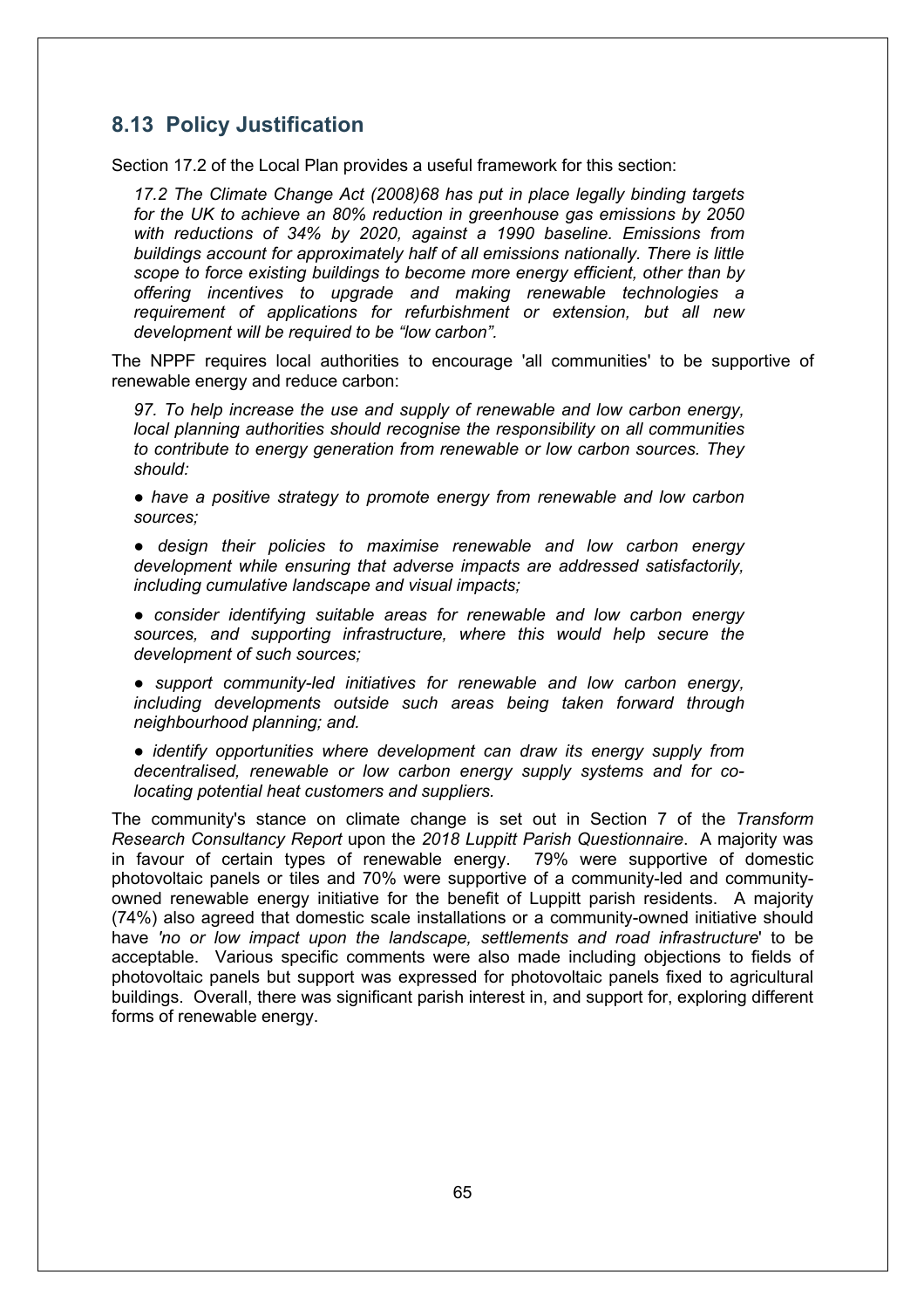## 8.13 Policy Justification

Section 17.2 of the Local Plan provides a useful framework for this section:

*17.2 The Climate Change Act (2008)68 has put in place legally binding targets for the UK to achieve an 80% reduction in greenhouse gas emissions by 2050 with reductions of 34% by 2020, against a 1990 baseline. Emissions from buildings account for approximately half of all emissions nationally. There is little scope to force existing buildings to become more energy efficient, other than by offering incentives to upgrade and making renewable technologies a requirement of applications for refurbishment or extension, but all new development will be required to be "low carbon".*

The NPPF requires local authorities to encourage 'all communities' to be supportive of renewable energy and reduce carbon:

*97. To help increase the use and supply of renewable and low carbon energy, local planning authorities should recognise the responsibility on all communities to contribute to energy generation from renewable or low carbon sources. They should:*

- *have a positive strategy to promote energy from renewable and low carbon sources;*
- *design their policies to maximise renewable and low carbon energy development while ensuring that adverse impacts are addressed satisfactorily, including cumulative landscape and visual impacts;*
- *consider identifying suitable areas for renewable and low carbon energy sources, and supporting infrastructure, where this would help secure the development of such sources;*
- *support community-led initiatives for renewable and low carbon energy, including developments outside such areas being taken forward through neighbourhood planning; and.*
- *identify opportunities where development can draw its energy supply from decentralised, renewable or low carbon energy supply systems and for co-locating potential heat customers and suppliers.*

The community's stance on climate change is set out in Section 7 of the *Transform Research Consultancy Report* upon the *2018 Luppitt Parish Questionnaire*. A majority was in favour of certain types of renewable energy. 79% were supportive of domestic photovoltaic panels or tiles and 70% were supportive of a community-led and community-owned renewable energy initiative for the benefit of Luppitt parish residents. A majority (74%) also agreed that domestic scale installations or a community-owned initiative should have '*no or low impact upon the landscape, settlements and road infrastructure*' to be acceptable. Various specific comments were also made including objections to fields of photovoltaic panels but support was expressed for photovoltaic panels fixed to agricultural buildings. Overall, there was significant parish interest in, and support for, exploring different forms of renewable energy.